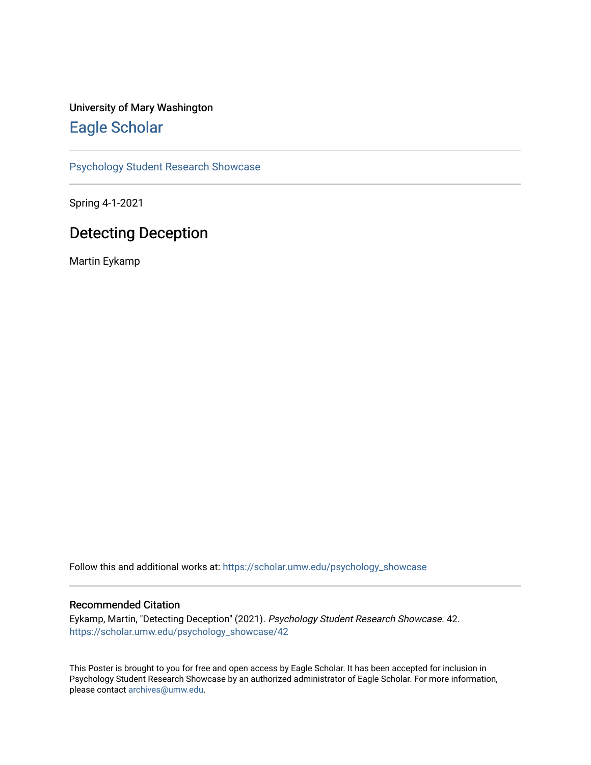University of Mary Washington

# Eagle Scholar

Psychology Student Research Showcase

Spring 4-1-2021

## Detecting Deception

Martin Eykamp

Follow this and additional works at: https://scholar.umw.edu/psychology_showcase

### Recommended Citation

Eykamp, Martin, "Detecting Deception" (2021). *Psychology Student Research Showcase*. 42.
https://scholar.umw.edu/psychology_showcase/42

This Poster is brought to you for free and open access by Eagle Scholar. It has been accepted for inclusion in Psychology Student Research Showcase by an authorized administrator of Eagle Scholar. For more information, please contact archives@umw.edu.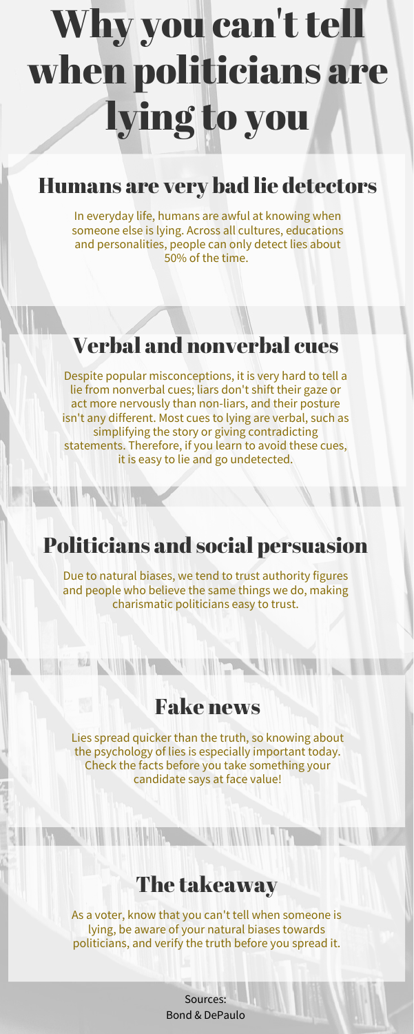# Why you can't tell when politicians are lying to you

## Humans are very bad lie detectors

In everyday life, humans are awful at knowing when someone else is lying. Across all cultures, educations and personalities, people can only detect lies about 50% of the time.

## Verbal and nonverbal cues

Despite popular misconceptions, it is very hard to tell a lie from nonverbal cues; liars don't shift their gaze or act more nervously than non-liars, and their posture isn't any different. Most cues to lying are verbal, such as simplifying the story or giving contradicting statements. Therefore, if you learn to avoid these cues, it is easy to lie and go undetected.

## Politicians and social persuasion

Due to natural biases, we tend to trust authority figures and people who believe the same things we do, making charismatic politicians easy to trust.

## Fake news

Lies spread quicker than the truth, so knowing about the psychology of lies is especially important today. Check the facts before you take something your candidate says at face value!

## The takeaway

As a voter, know that you can't tell when someone is lying, be aware of your natural biases towards politicians, and verify the truth before you spread it.

Sources:
Bond & DePaulo